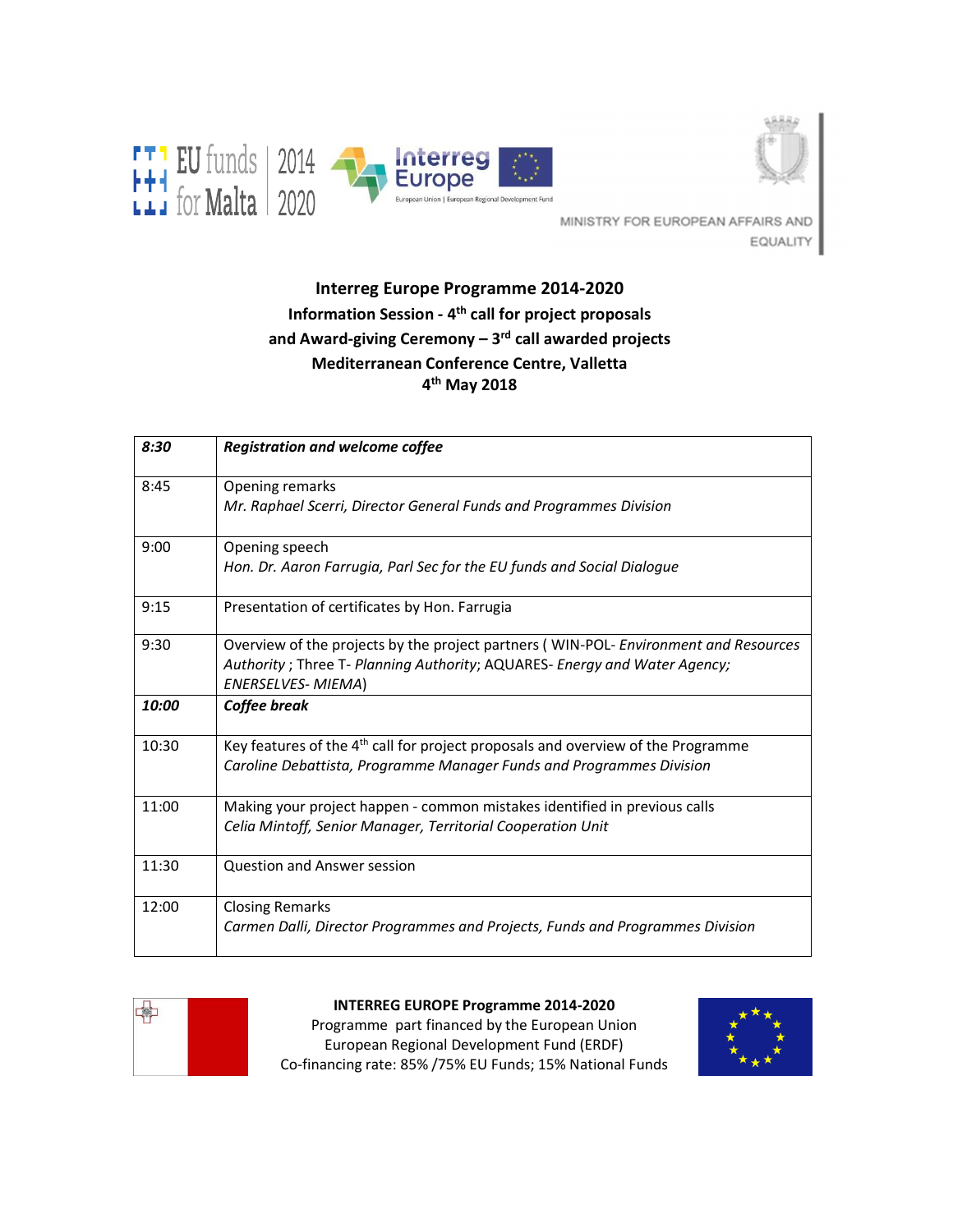EU funds for Malta 2014 | 2020

Interreg Europe — European Union | European Regional Development Fund

MINISTRY FOR EUROPEAN AFFAIRS AND EQUALITY

**Interreg Europe Programme 2014-2020**
**Information Session - 4th call for project proposals**
**and Award-giving Ceremony – 3rd call awarded projects**
**Mediterranean Conference Centre, Valletta**
**4th May 2018**

| | |
|---|---|
| ***8:30*** | ***Registration and welcome coffee*** |
| 8:45 | Opening remarks<br>*Mr. Raphael Scerri, Director General Funds and Programmes Division* |
| 9:00 | Opening speech<br>*Hon. Dr. Aaron Farrugia, Parl Sec for the EU funds and Social Dialogue* |
| 9:15 | Presentation of certificates by Hon. Farrugia |
| 9:30 | Overview of the projects by the project partners ( WIN-POL- *Environment and Resources Authority* ; Three T- *Planning Authority*; AQUARES- *Energy and Water Agency; ENERSELVES- MIEMA*) |
| ***10:00*** | ***Coffee break*** |
| 10:30 | Key features of the 4th call for project proposals and overview of the Programme<br>*Caroline Debattista, Programme Manager Funds and Programmes Division* |
| 11:00 | Making your project happen - common mistakes identified in previous calls<br>*Celia Mintoff, Senior Manager, Territorial Cooperation Unit* |
| 11:30 | Question and Answer session |
| 12:00 | Closing Remarks<br>*Carmen Dalli, Director Programmes and Projects, Funds and Programmes Division* |

**INTERREG EUROPE Programme 2014-2020**
Programme part financed by the European Union
European Regional Development Fund (ERDF)
Co-financing rate: 85% /75% EU Funds; 15% National Funds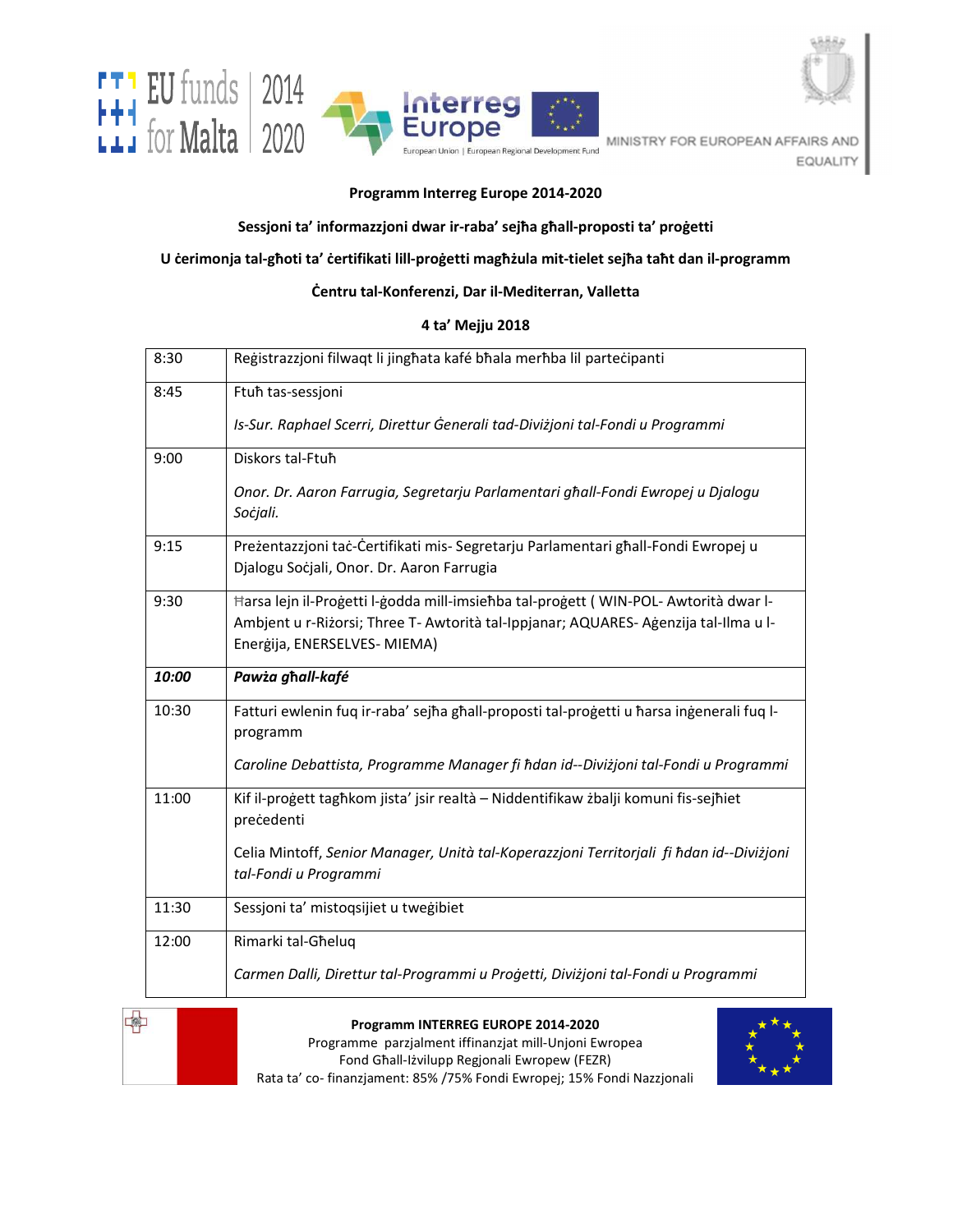**Programm Interreg Europe 2014-2020**

**Sessjoni ta' informazzjoni dwar ir-raba' sejħa għall-proposti ta' proġetti**

**U ċerimonja tal-għoti ta' ċertifikati lill-proġetti magħżula mit-tielet sejħa taħt dan il-programm**

**Ċentru tal-Konferenzi, Dar il-Mediterran, Valletta**

**4 ta' Mejju 2018**

| | |
|---|---|
| 8:30 | Reġistrazzjoni filwaqt li jingħata kafé bħala merħba lil parteċipanti |
| 8:45 | Ftuħ tas-sessjoni<br>*Is-Sur. Raphael Scerri, Direttur Ġenerali tad-Diviżjoni tal-Fondi u Programmi* |
| 9:00 | Diskors tal-Ftuħ<br>*Onor. Dr. Aaron Farrugia, Segretarju Parlamentari għall-Fondi Ewropej u Djalogu Soċjali.* |
| 9:15 | Preżentazzjoni taċ-Ċertifikati mis- Segretarju Parlamentari għall-Fondi Ewropej u Djalogu Soċjali, Onor. Dr. Aaron Farrugia |
| 9:30 | Ħarsa lejn il-Proġetti l-ġodda mill-imsieħba tal-proġett ( WIN-POL- Awtorità dwar l-Ambjent u r-Riżorsi; Three T- Awtorità tal-Ippjanar; AQUARES- Aġenzija tal-Ilma u l-Enerġija, ENERSELVES- MIEMA) |
| ***10:00*** | ***Pawża għall-kafé*** |
| 10:30 | Fatturi ewlenin fuq ir-raba' sejħa għall-proposti tal-proġetti u ħarsa inġenerali fuq l-programm<br>*Caroline Debattista, Programme Manager fi ħdan id--Diviżjoni tal-Fondi u Programmi* |
| 11:00 | Kif il-proġett tagħkom jista' jsir realtà – Niddentifikaw żbalji komuni fis-sejħiet preċedenti<br>Celia Mintoff, *Senior Manager, Unità tal-Koperazzjoni Territorjali fi ħdan id--Diviżjoni tal-Fondi u Programmi* |
| 11:30 | Sessjoni ta' mistoqsijiet u tweġibiet |
| 12:00 | Rimarki tal-Għeluq<br>*Carmen Dalli, Direttur tal-Programmi u Proġetti, Diviżjoni tal-Fondi u Programmi* |

**Programm INTERREG EUROPE 2014-2020**
Programme parzjalment iffinanzjat mill-Unjoni Ewropea
Fond Għall-Iżvilupp Regjonali Ewropew (FEZR)
Rata ta' co- finanzjament: 85% /75% Fondi Ewropej; 15% Fondi Nazzjonali